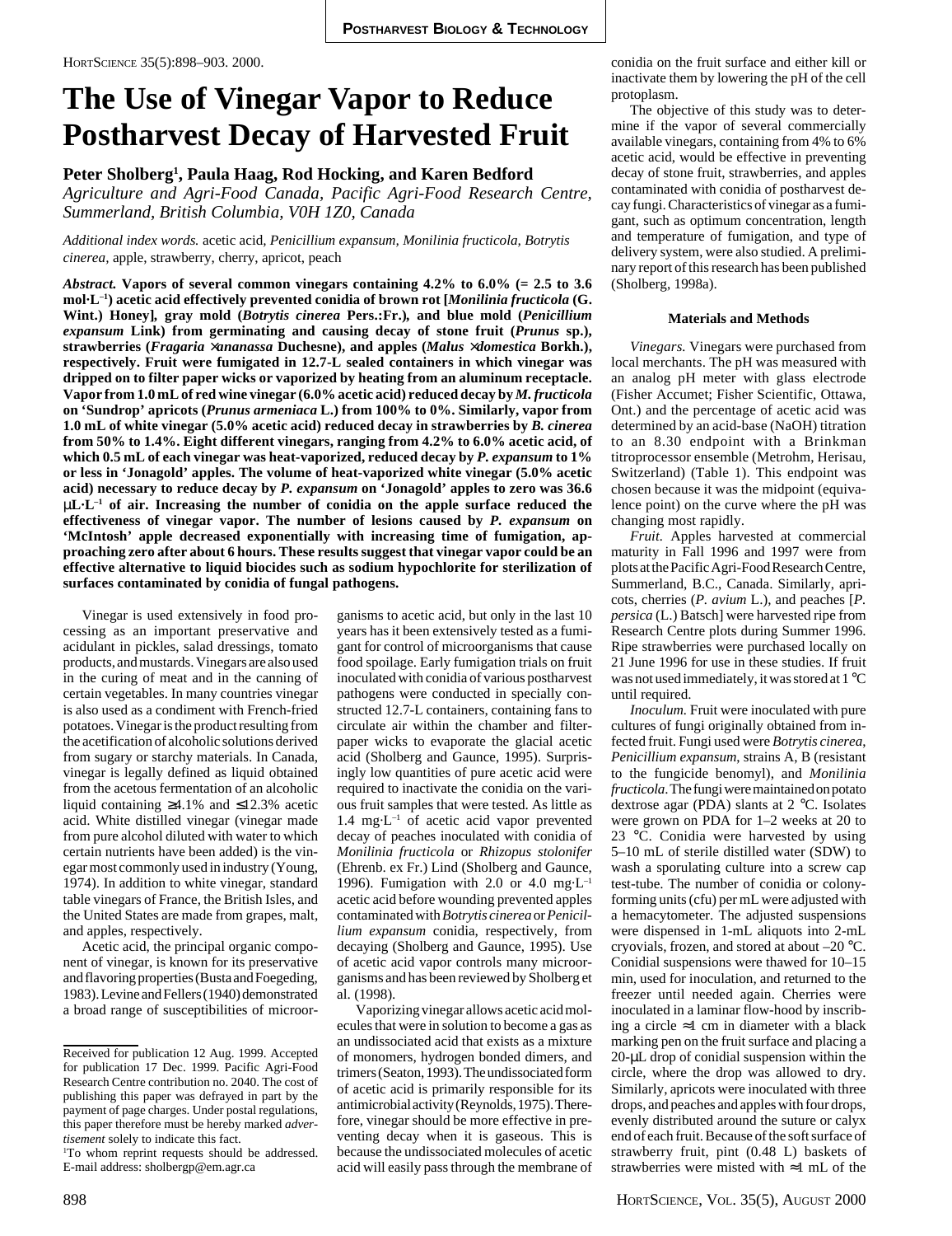# The Use of Vinegar Vapor to Reduce Postharvest Decay of Harvested Fruit

**Peter Sholberg[1], Paula Haag, Rod Hocking, and Karen Bedford**

*Agriculture and Agri-Food Canada, Pacific Agri-Food Research Centre, Summerland, British Columbia, V0H 1Z0, Canada*

*Additional index words.* acetic acid, *Penicillium expansum*, *Monilinia fructicola*, *Botrytis cinerea*, apple, strawberry, cherry, apricot, peach

***Abstract.*** **Vapors of several common vinegars containing 4.2% to 6.0% (= 2.5 to 3.6 mol·L$^{-1}$) acetic acid effectively prevented conidia of brown rot [*Monilinia fructicola* (G. Wint.) Honey], gray mold (*Botrytis cinerea* Pers.:Fr.), and blue mold (*Penicillium expansum* Link) from germinating and causing decay of stone fruit (*Prunus* sp.), strawberries (*Fragaria* ×*ananassa* Duchesne), and apples (*Malus* ×*domestica* Borkh.), respectively. Fruit were fumigated in 12.7-L sealed containers in which vinegar was dripped on to filter paper wicks or vaporized by heating from an aluminum receptacle. Vapor from 1.0 mL of red wine vinegar (6.0% acetic acid) reduced decay by *M. fructicola* on 'Sundrop' apricots (*Prunus armeniaca* L.) from 100% to 0%. Similarly, vapor from 1.0 mL of white vinegar (5.0% acetic acid) reduced decay in strawberries by *B. cinerea* from 50% to 1.4%. Eight different vinegars, ranging from 4.2% to 6.0% acetic acid, of which 0.5 mL of each vinegar was heat-vaporized, reduced decay by *P. expansum* to 1% or less in 'Jonagold' apples. The volume of heat-vaporized white vinegar (5.0% acetic acid) necessary to reduce decay by *P. expansum* on 'Jonagold' apples to zero was 36.6 μL·L$^{-1}$ of air. Increasing the number of conidia on the apple surface reduced the effectiveness of vinegar vapor. The number of lesions caused by *P. expansum* on 'McIntosh' apple decreased exponentially with increasing time of fumigation, approaching zero after about 6 hours. These results suggest that vinegar vapor could be an effective alternative to liquid biocides such as sodium hypochlorite for sterilization of surfaces contaminated by conidia of fungal pathogens.**

Vinegar is used extensively in food processing as an important preservative and acidulant in pickles, salad dressings, tomato products, and mustards. Vinegars are also used in the curing of meat and in the canning of certain vegetables. In many countries vinegar is also used as a condiment with French-fried potatoes. Vinegar is the product resulting from the acetification of alcoholic solutions derived from sugary or starchy materials. In Canada, vinegar is legally defined as liquid obtained from the acetous fermentation of an alcoholic liquid containing ≥4.1% and ≤12.3% acetic acid. White distilled vinegar (vinegar made from pure alcohol diluted with water to which certain nutrients have been added) is the vinegar most commonly used in industry (Young, 1974). In addition to white vinegar, standard table vinegars of France, the British Isles, and the United States are made from grapes, malt, and apples, respectively.

Acetic acid, the principal organic component of vinegar, is known for its preservative and flavoring properties (Busta and Foegeding, 1983). Levine and Fellers (1940) demonstrated a broad range of susceptibilities of microorganisms to acetic acid, but only in the last 10 years has it been extensively tested as a fumigant for control of microorganisms that cause food spoilage. Early fumigation trials on fruit inoculated with conidia of various postharvest pathogens were conducted in specially constructed 12.7-L containers, containing fans to circulate air within the chamber and filter-paper wicks to evaporate the glacial acetic acid (Sholberg and Gaunce, 1995). Surprisingly low quantities of pure acetic acid were required to inactivate the conidia on the various fruit samples that were tested. As little as 1.4 mg·L$^{-1}$ of acetic acid vapor prevented decay of peaches inoculated with conidia of *Monilinia fructicola* or *Rhizopus stolonifer* (Ehrenb. ex Fr.) Lind (Sholberg and Gaunce, 1996). Fumigation with 2.0 or 4.0 mg·L$^{-1}$ acetic acid before wounding prevented apples contaminated with *Botrytis cinerea* or *Penicillium expansum* conidia, respectively, from decaying (Sholberg and Gaunce, 1995). Use of acetic acid vapor controls many microorganisms and has been reviewed by Sholberg et al. (1998).

Vaporizing vinegar allows acetic acid molecules that were in solution to become a gas as an undissociated acid that exists as a mixture of monomers, hydrogen bonded dimers, and trimers (Seaton, 1993). The undissociated form of acetic acid is primarily responsible for its antimicrobial activity (Reynolds, 1975). Therefore, vinegar should be more effective in preventing decay when it is gaseous. This is because the undissociated molecules of acetic acid will easily pass through the membrane of conidia on the fruit surface and either kill or inactivate them by lowering the pH of the cell protoplasm.

The objective of this study was to determine if the vapor of several commercially available vinegars, containing from 4% to 6% acetic acid, would be effective in preventing decay of stone fruit, strawberries, and apples contaminated with conidia of postharvest decay fungi. Characteristics of vinegar as a fumigant, such as optimum concentration, length and temperature of fumigation, and type of delivery system, were also studied. A preliminary report of this research has been published (Sholberg, 1998a).

## Materials and Methods

*Vinegars.* Vinegars were purchased from local merchants. The pH was measured with an analog pH meter with glass electrode (Fisher Accumet; Fisher Scientific, Ottawa, Ont.) and the percentage of acetic acid was determined by an acid-base (NaOH) titration to an 8.30 endpoint with a Brinkman titroprocessor ensemble (Metrohm, Herisau, Switzerland) (Table 1). This endpoint was chosen because it was the midpoint (equivalence point) on the curve where the pH was changing most rapidly.

*Fruit.* Apples harvested at commercial maturity in Fall 1996 and 1997 were from plots at the Pacific Agri-Food Research Centre, Summerland, B.C., Canada. Similarly, apricots, cherries (*P. avium* L.), and peaches [*P. persica* (L.) Batsch] were harvested ripe from Research Centre plots during Summer 1996. Ripe strawberries were purchased locally on 21 June 1996 for use in these studies. If fruit was not used immediately, it was stored at 1 °C until required.

*Inoculum.* Fruit were inoculated with pure cultures of fungi originally obtained from infected fruit. Fungi used were *Botrytis cinerea*, *Penicillium expansum*, strains A, B (resistant to the fungicide benomyl), and *Monilinia fructicola*. The fungi were maintained on potato dextrose agar (PDA) slants at 2 °C. Isolates were grown on PDA for 1–2 weeks at 20 to 23 °C. Conidia were harvested by using 5–10 mL of sterile distilled water (SDW) to wash a sporulating culture into a screw cap test-tube. The number of conidia or colony-forming units (cfu) per mL were adjusted with a hemacytometer. The adjusted suspensions were dispensed in 1-mL aliquots into 2-mL cryovials, frozen, and stored at about –20 °C. Conidial suspensions were thawed for 10–15 min, used for inoculation, and returned to the freezer until needed again. Cherries were inoculated in a laminar flow-hood by inscribing a circle ≈1 cm in diameter with a black marking pen on the fruit surface and placing a 20-μL drop of conidial suspension within the circle, where the drop was allowed to dry. Similarly, apricots were inoculated with three drops, and peaches and apples with four drops, evenly distributed around the suture or calyx end of each fruit. Because of the soft surface of strawberry fruit, pint (0.48 L) baskets of strawberries were misted with ≈1 mL of the

Received for publication 12 Aug. 1999. Accepted for publication 17 Dec. 1999. Pacific Agri-Food Research Centre contribution no. 2040. The cost of publishing this paper was defrayed in part by the payment of page charges. Under postal regulations, this paper therefore must be hereby marked *advertisement* solely to indicate this fact.

[1]To whom reprint requests should be addressed. E-mail address: sholbergp@em.agr.ca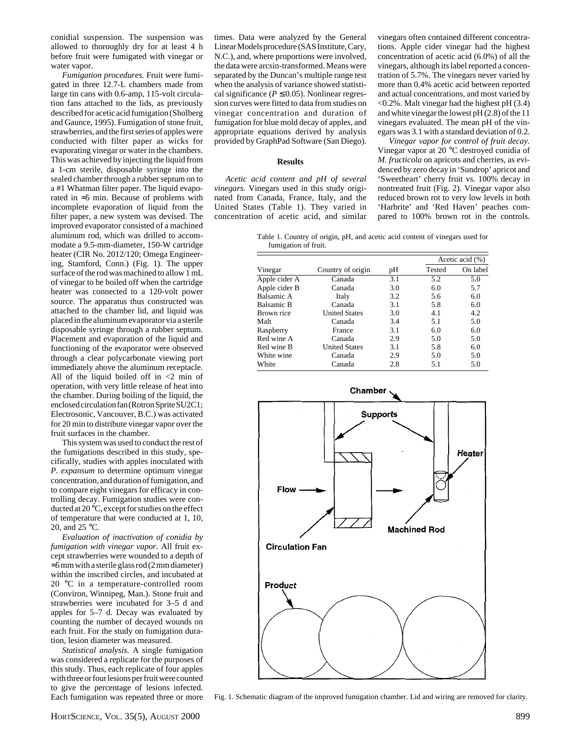conidial suspension. The suspension was allowed to thoroughly dry for at least 4 h before fruit were fumigated with vinegar or water vapor.

*Fumigation procedures.* Fruit were fumigated in three 12.7-L chambers made from large tin cans with 0.6-amp, 115-volt circulation fans attached to the lids, as previously described for acetic acid fumigation (Sholberg and Gaunce, 1995). Fumigation of stone fruit, strawberries, and the first series of apples were conducted with filter paper as wicks for evaporating vinegar or water in the chambers. This was achieved by injecting the liquid from a 1-cm sterile, disposable syringe into the sealed chamber through a rubber septum on to a #1 Whatman filter paper. The liquid evaporated in ≈5 min. Because of problems with incomplete evaporation of liquid from the filter paper, a new system was devised. The improved evaporator consisted of a machined aluminum rod, which was drilled to accommodate a 9.5-mm-diameter, 150-W cartridge heater (CIR No. 2012/120; Omega Engineering, Stamford, Conn.) (Fig. 1). The upper surface of the rod was machined to allow 1 mL of vinegar to be boiled off when the cartridge heater was connected to a 120-volt power source. The apparatus thus constructed was attached to the chamber lid, and liquid was placed in the aluminum evaporator via a sterile disposable syringe through a rubber septum. Placement and evaporation of the liquid and functioning of the evaporator were observed through a clear polycarbonate viewing port immediately above the aluminum receptacle. All of the liquid boiled off in <2 min of operation, with very little release of heat into the chamber. During boiling of the liquid, the enclosed circulation fan (Rotron Sprite SU2C1; Electrosonic, Vancouver, B.C.) was activated for 20 min to distribute vinegar vapor over the fruit surfaces in the chamber.

This system was used to conduct the rest of the fumigations described in this study, specifically, studies with apples inoculated with *P. expansum* to determine optimum vinegar concentration, and duration of fumigation, and to compare eight vinegars for efficacy in controlling decay. Fumigation studies were conducted at 20 °C, except for studies on the effect of temperature that were conducted at 1, 10, 20, and 25 °C.

*Evaluation of inactivation of conidia by fumigation with vinegar vapor.* All fruit except strawberries were wounded to a depth of ≈5 mm with a sterile glass rod (2 mm diameter) within the inscribed circles, and incubated at 20 °C in a temperature-controlled room (Conviron, Winnipeg, Man.). Stone fruit and strawberries were incubated for 3–5 d and apples for 5–7 d. Decay was evaluated by counting the number of decayed wounds on each fruit. For the study on fumigation duration, lesion diameter was measured.

*Statistical analysis.* A single fumigation was considered a replicate for the purposes of this study. Thus, each replicate of four apples with three or four lesions per fruit were counted to give the percentage of lesions infected. Each fumigation was repeated three or more times. Data were analyzed by the General Linear Models procedure (SAS Institute, Cary, N.C.), and, where proportions were involved, the data were arcsin-transformed. Means were separated by the Duncan's multiple range test when the analysis of variance showed statistical significance ($P \leq 0.05$). Nonlinear regression curves were fitted to data from studies on vinegar concentration and duration of fumigation for blue mold decay of apples, and appropriate equations derived by analysis provided by GraphPad Software (San Diego).

## Results

*Acetic acid content and pH of several vinegars.* Vinegars used in this study originated from Canada, France, Italy, and the United States (Table 1). They varied in concentration of acetic acid, and similar vinegars often contained different concentrations. Apple cider vinegar had the highest concentration of acetic acid (6.0%) of all the vinegars, although its label reported a concentration of 5.7%. The vinegars never varied by more than 0.4% acetic acid between reported and actual concentrations, and most varied by <0.2%. Malt vinegar had the highest pH (3.4) and white vinegar the lowest pH (2.8) of the 11 vinegars evaluated. The mean pH of the vinegars was 3.1 with a standard deviation of 0.2.

*Vinegar vapor for control of fruit decay.* Vinegar vapor at 20 °C destroyed conidia of *M. fructicola* on apricots and cherries, as evidenced by zero decay in 'Sundrop' apricot and 'Sweetheart' cherry fruit vs. 100% decay in nontreated fruit (Fig. 2). Vinegar vapor also reduced brown rot to very low levels in both 'Harbrite' and 'Red Haven' peaches compared to 100% brown rot in the controls.

Table 1. Country of origin, pH, and acetic acid content of vinegars used for fumigation of fruit.

| | | | Acetic acid (%) | |
|---|---|---|---|---|
| Vinegar | Country of origin | pH | Tested | On label |
| Apple cider A | Canada | 3.1 | 5.2 | 5.0 |
| Apple cider B | Canada | 3.0 | 6.0 | 5.7 |
| Balsamic A | Italy | 3.2 | 5.6 | 6.0 |
| Balsamic B | Canada | 3.1 | 5.8 | 6.0 |
| Brown rice | United States | 3.0 | 4.1 | 4.2 |
| Malt | Canada | 3.4 | 5.1 | 5.0 |
| Raspberry | France | 3.1 | 6.0 | 6.0 |
| Red wine A | Canada | 2.9 | 5.0 | 5.0 |
| Red wine B | United States | 3.1 | 5.8 | 6.0 |
| White wine | Canada | 2.9 | 5.0 | 5.0 |
| White | Canada | 2.8 | 5.1 | 5.0 |

Fig. 1. Schematic diagram of the improved fumigation chamber. Lid and wiring are removed for clarity.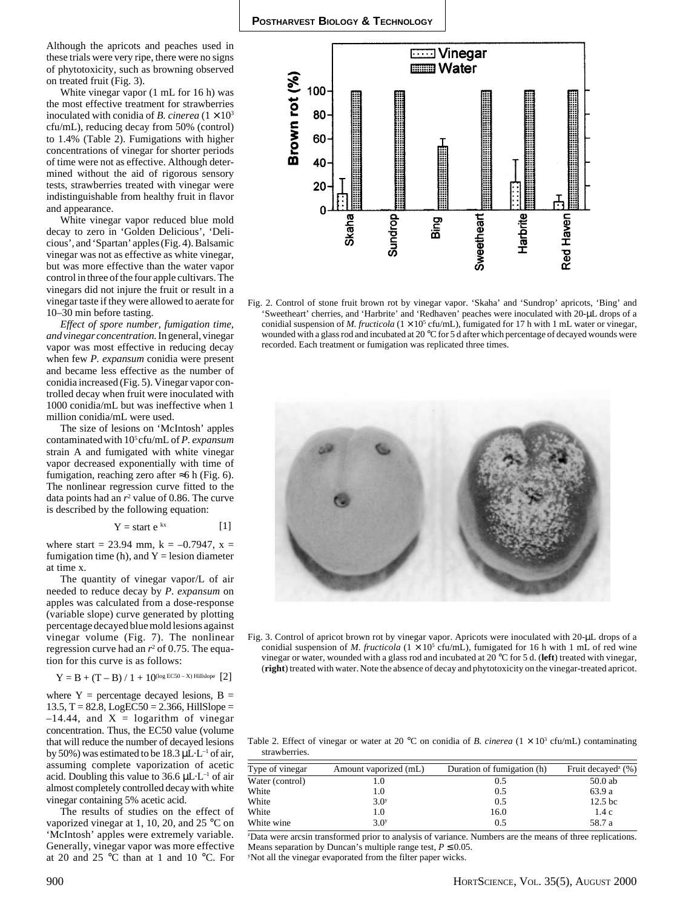Although the apricots and peaches used in these trials were very ripe, there were no signs of phytotoxicity, such as browning observed on treated fruit (Fig. 3).

White vinegar vapor (1 mL for 16 h) was the most effective treatment for strawberries inoculated with conidia of *B. cinerea* ($1 \times 10^3$ cfu/mL), reducing decay from 50% (control) to 1.4% (Table 2). Fumigations with higher concentrations of vinegar for shorter periods of time were not as effective. Although determined without the aid of rigorous sensory tests, strawberries treated with vinegar were indistinguishable from healthy fruit in flavor and appearance.

White vinegar vapor reduced blue mold decay to zero in 'Golden Delicious', 'Delicious', and 'Spartan' apples (Fig. 4). Balsamic vinegar was not as effective as white vinegar, but was more effective than the water vapor control in three of the four apple cultivars. The vinegars did not injure the fruit or result in a vinegar taste if they were allowed to aerate for 10–30 min before tasting.

*Effect of spore number, fumigation time, and vinegar concentration.* In general, vinegar vapor was most effective in reducing decay when few *P. expansum* conidia were present and became less effective as the number of conidia increased (Fig. 5). Vinegar vapor controlled decay when fruit were inoculated with 1000 conidia/mL but was ineffective when 1 million conidia/mL were used.

The size of lesions on 'McIntosh' apples contaminated with $10^5$ cfu/mL of *P. expansum* strain A and fumigated with white vinegar vapor decreased exponentially with time of fumigation, reaching zero after ≈6 h (Fig. 6). The nonlinear regression curve fitted to the data points had an $r^2$ value of 0.86. The curve is described by the following equation:

$$Y = \text{start } e^{kx} \quad [1]$$

where start = 23.94 mm, k = –0.7947, x = fumigation time (h), and Y = lesion diameter at time x.

The quantity of vinegar vapor/L of air needed to reduce decay by *P. expansum* on apples was calculated from a dose-response (variable slope) curve generated by plotting percentage decayed blue mold lesions against vinegar volume (Fig. 7). The nonlinear regression curve had an $r^2$ of 0.75. The equation for this curve is as follows:

$$Y = B + (T - B) / 1 + 10^{(\log EC50 - X)\ \text{Hillslope}} \quad [2]$$

where Y = percentage decayed lesions, B = 13.5, T = 82.8, LogEC50 = 2.366, HillSlope = –14.44, and X = logarithm of vinegar concentration. Thus, the EC50 value (volume that will reduce the number of decayed lesions by 50%) was estimated to be 18.3 $\mu L \cdot L^{-1}$ of air, assuming complete vaporization of acetic acid. Doubling this value to 36.6 $\mu L \cdot L^{-1}$ of air almost completely controlled decay with white vinegar containing 5% acetic acid.

The results of studies on the effect of vaporized vinegar at 1, 10, 20, and 25 °C on 'McIntosh' apples were extremely variable. Generally, vinegar vapor was more effective at 20 and 25 °C than at 1 and 10 °C. For

Fig. 2. Control of stone fruit brown rot by vinegar vapor. 'Skaha' and 'Sundrop' apricots, 'Bing' and 'Sweetheart' cherries, and 'Harbrite' and 'Redhaven' peaches were inoculated with 20-μL drops of a conidial suspension of *M. fructicola* ($1 \times 10^5$ cfu/mL), fumigated for 17 h with 1 mL water or vinegar, wounded with a glass rod and incubated at 20 °C for 5 d after which percentage of decayed wounds were recorded. Each treatment or fumigation was replicated three times.

Fig. 3. Control of apricot brown rot by vinegar vapor. Apricots were inoculated with 20-μL drops of a conidial suspension of *M. fructicola* ($1 \times 10^5$ cfu/mL), fumigated for 16 h with 1 mL of red wine vinegar or water, wounded with a glass rod and incubated at 20 °C for 5 d. (**left**) treated with vinegar, (**right**) treated with water. Note the absence of decay and phytotoxicity on the vinegar-treated apricot.

Table 2. Effect of vinegar or water at 20 °C on conidia of *B. cinerea* ($1 \times 10^3$ cfu/mL) contaminating strawberries.

| Type of vinegar | Amount vaporized (mL) | Duration of fumigation (h) | Fruit decayed[z] (%) |
|---|---|---|---|
| Water (control) | 1.0 | 0.5 | 50.0 ab |
| White | 1.0 | 0.5 | 63.9 a |
| White | 3.0[y] | 0.5 | 12.5 bc |
| White | 1.0 | 16.0 | 1.4 c |
| White wine | 3.0[y] | 0.5 | 58.7 a |

[z]Data were arcsin transformed prior to analysis of variance. Numbers are the means of three replications. Means separation by Duncan's multiple range test, $P \leq 0.05$.
[y]Not all the vinegar evaporated from the filter paper wicks.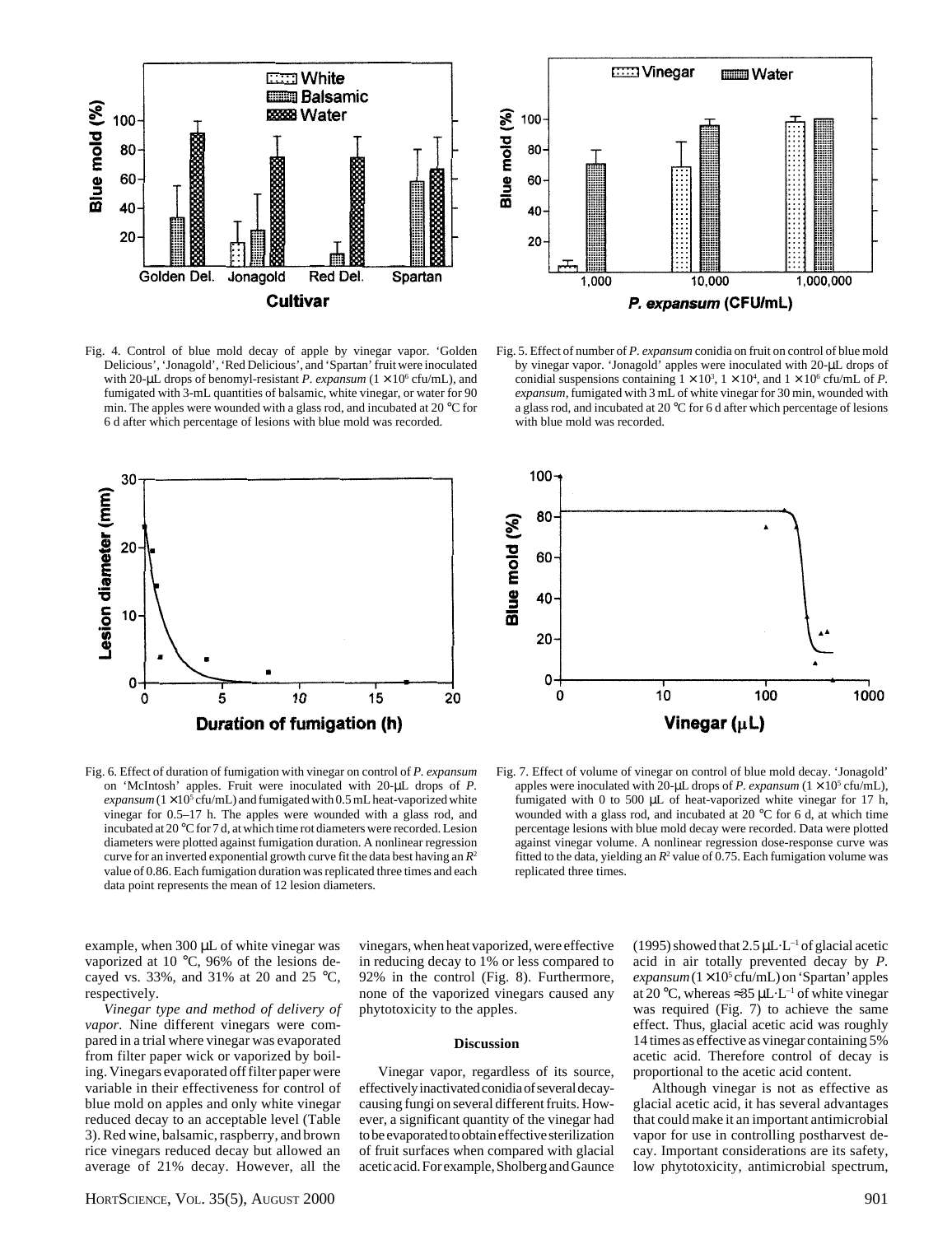Fig. 4. Control of blue mold decay of apple by vinegar vapor. 'Golden Delicious', 'Jonagold', 'Red Delicious', and 'Spartan' fruit were inoculated with 20-μL drops of benomyl-resistant *P. expansum* ($1 \times 10^6$ cfu/mL), and fumigated with 3-mL quantities of balsamic, white vinegar, or water for 90 min. The apples were wounded with a glass rod, and incubated at 20 °C for 6 d after which percentage of lesions with blue mold was recorded.

Fig. 5. Effect of number of *P. expansum* conidia on fruit on control of blue mold by vinegar vapor. 'Jonagold' apples were inoculated with 20-μL drops of conidial suspensions containing $1 \times 10^3$, $1 \times 10^4$, and $1 \times 10^6$ cfu/mL of *P. expansum*, fumigated with 3 mL of white vinegar for 30 min, wounded with a glass rod, and incubated at 20 °C for 6 d after which percentage of lesions with blue mold was recorded.

Fig. 6. Effect of duration of fumigation with vinegar on control of *P. expansum* on 'McIntosh' apples. Fruit were inoculated with 20-μL drops of *P. expansum* ($1 \times 10^5$ cfu/mL) and fumigated with 0.5 mL heat-vaporized white vinegar for 0.5–17 h. The apples were wounded with a glass rod, and incubated at 20 °C for 7 d, at which time rot diameters were recorded. Lesion diameters were plotted against fumigation duration. A nonlinear regression curve for an inverted exponential growth curve fit the data best having an $R^2$ value of 0.86. Each fumigation duration was replicated three times and each data point represents the mean of 12 lesion diameters.

Fig. 7. Effect of volume of vinegar on control of blue mold decay. 'Jonagold' apples were inoculated with 20-μL drops of *P. expansum* ($1 \times 10^5$ cfu/mL), fumigated with 0 to 500 μL of heat-vaporized white vinegar for 17 h, wounded with a glass rod, and incubated at 20 °C for 6 d, at which time percentage lesions with blue mold decay were recorded. Data were plotted against vinegar volume. A nonlinear regression dose-response curve was fitted to the data, yielding an $R^2$ value of 0.75. Each fumigation volume was replicated three times.

example, when 300 μL of white vinegar was vaporized at 10 °C, 96% of the lesions decayed vs. 33%, and 31% at 20 and 25 °C, respectively.

*Vinegar type and method of delivery of vapor.* Nine different vinegars were compared in a trial where vinegar was evaporated from filter paper wick or vaporized by boiling. Vinegars evaporated off filter paper were variable in their effectiveness for control of blue mold on apples and only white vinegar reduced decay to an acceptable level (Table 3). Red wine, balsamic, raspberry, and brown rice vinegars reduced decay but allowed an average of 21% decay. However, all the vinegars, when heat vaporized, were effective in reducing decay to 1% or less compared to 92% in the control (Fig. 8). Furthermore, none of the vaporized vinegars caused any phytotoxicity to the apples.

## Discussion

Vinegar vapor, regardless of its source, effectively inactivated conidia of several decay-causing fungi on several different fruits. However, a significant quantity of the vinegar had to be evaporated to obtain effective sterilization of fruit surfaces when compared with glacial acetic acid. For example, Sholberg and Gaunce (1995) showed that 2.5 $\mu L \cdot L^{-1}$ of glacial acetic acid in air totally prevented decay by *P. expansum* ($1 \times 10^5$ cfu/mL) on 'Spartan' apples at 20 °C, whereas ≈35 $\mu L \cdot L^{-1}$ of white vinegar was required (Fig. 7) to achieve the same effect. Thus, glacial acetic acid was roughly 14 times as effective as vinegar containing 5% acetic acid. Therefore control of decay is proportional to the acetic acid content.

Although vinegar is not as effective as glacial acetic acid, it has several advantages that could make it an important antimicrobial vapor for use in controlling postharvest decay. Important considerations are its safety, low phytotoxicity, antimicrobial spectrum,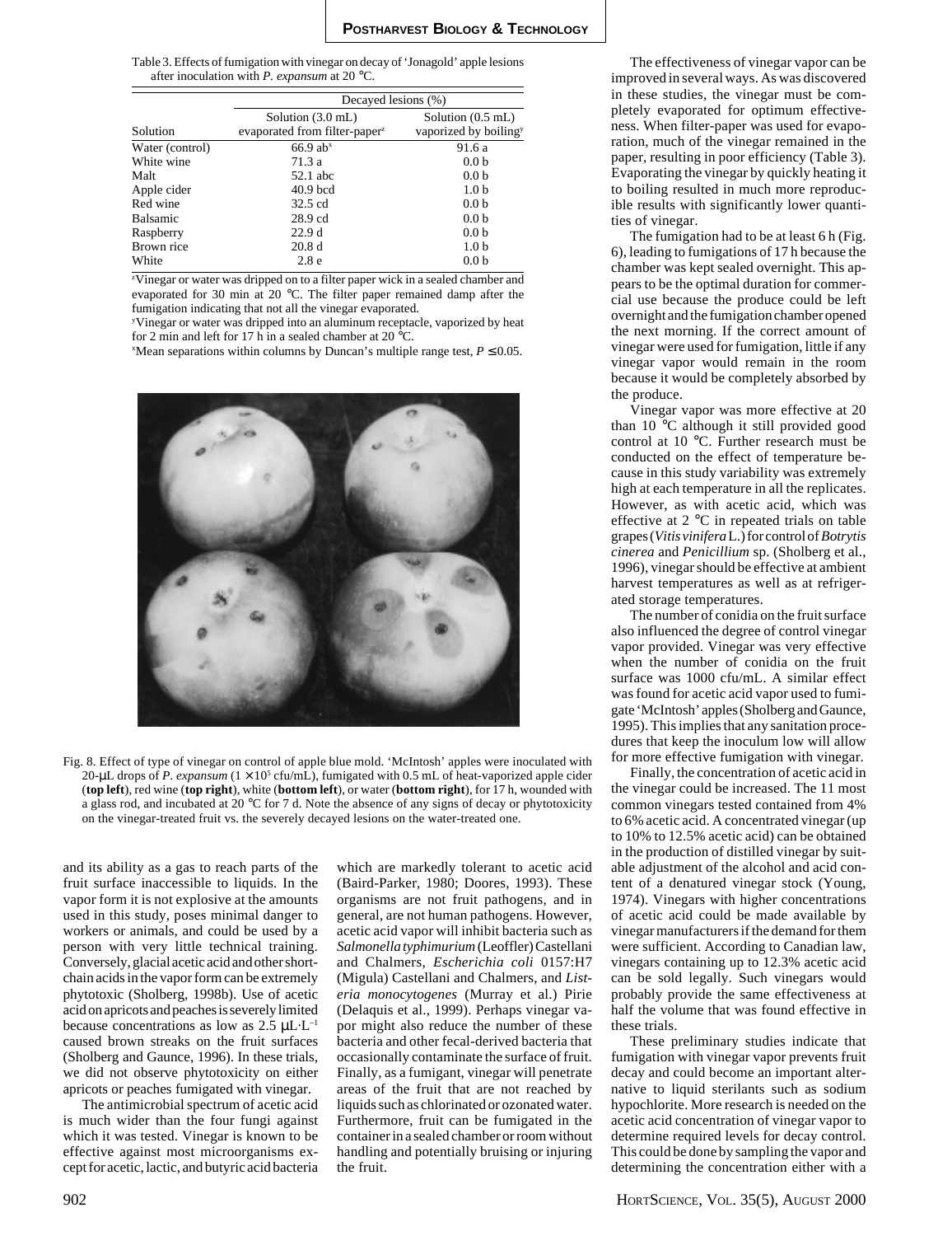Table 3. Effects of fumigation with vinegar on decay of 'Jonagold' apple lesions after inoculation with *P. expansum* at 20 °C.

| | Decayed lesions (%) | |
|---|---|---|
| Solution | Solution (3.0 mL) evaporated from filter-paper[z] | Solution (0.5 mL) vaporized by boiling[y] |
| Water (control) | 66.9 ab[x] | 91.6 a |
| White wine | 71.3 a | 0.0 b |
| Malt | 52.1 abc | 0.0 b |
| Apple cider | 40.9 bcd | 1.0 b |
| Red wine | 32.5 cd | 0.0 b |
| Balsamic | 28.9 cd | 0.0 b |
| Raspberry | 22.9 d | 0.0 b |
| Brown rice | 20.8 d | 1.0 b |
| White | 2.8 e | 0.0 b |

[z]Vinegar or water was dripped on to a filter paper wick in a sealed chamber and evaporated for 30 min at 20 °C. The filter paper remained damp after the fumigation indicating that not all the vinegar evaporated.

[y]Vinegar or water was dripped into an aluminum receptacle, vaporized by heat for 2 min and left for 17 h in a sealed chamber at 20 °C.

[x]Mean separations within columns by Duncan's multiple range test, $P \leq 0.05$.

Fig. 8. Effect of type of vinegar on control of apple blue mold. 'McIntosh' apples were inoculated with 20-µL drops of *P. expansum* ($1 \times 10^5$ cfu/mL), fumigated with 0.5 mL of heat-vaporized apple cider (**top left**), red wine (**top right**), white (**bottom left**), or water (**bottom right**), for 17 h, wounded with a glass rod, and incubated at 20 °C for 7 d. Note the absence of any signs of decay or phytotoxicity on the vinegar-treated fruit vs. the severely decayed lesions on the water-treated one.

and its ability as a gas to reach parts of the fruit surface inaccessible to liquids. In the vapor form it is not explosive at the amounts used in this study, poses minimal danger to workers or animals, and could be used by a person with very little technical training. Conversely, glacial acetic acid and other short-chain acids in the vapor form can be extremely phytotoxic (Sholberg, 1998b). Use of acetic acid on apricots and peaches is severely limited because concentrations as low as 2.5 $\mu L \cdot L^{-1}$ caused brown streaks on the fruit surfaces (Sholberg and Gaunce, 1996). In these trials, we did not observe phytotoxicity on either apricots or peaches fumigated with vinegar.

The antimicrobial spectrum of acetic acid is much wider than the four fungi against which it was tested. Vinegar is known to be effective against most microorganisms except for acetic, lactic, and butyric acid bacteria which are markedly tolerant to acetic acid (Baird-Parker, 1980; Doores, 1993). These organisms are not fruit pathogens, and in general, are not human pathogens. However, acetic acid vapor will inhibit bacteria such as *Salmonella typhimurium* (Leoffler) Castellani and Chalmers, *Escherichia coli* 0157:H7 (Migula) Castellani and Chalmers, and *Listeria monocytogenes* (Murray et al.) Pirie (Delaquis et al., 1999). Perhaps vinegar vapor might also reduce the number of these bacteria and other fecal-derived bacteria that occasionally contaminate the surface of fruit. Finally, as a fumigant, vinegar will penetrate areas of the fruit that are not reached by liquids such as chlorinated or ozonated water. Furthermore, fruit can be fumigated in the container in a sealed chamber or room without handling and potentially bruising or injuring the fruit.

The effectiveness of vinegar vapor can be improved in several ways. As was discovered in these studies, the vinegar must be completely evaporated for optimum effectiveness. When filter-paper was used for evaporation, much of the vinegar remained in the paper, resulting in poor efficiency (Table 3). Evaporating the vinegar by quickly heating it to boiling resulted in much more reproducible results with significantly lower quantities of vinegar.

The fumigation had to be at least 6 h (Fig. 6), leading to fumigations of 17 h because the chamber was kept sealed overnight. This appears to be the optimal duration for commercial use because the produce could be left overnight and the fumigation chamber opened the next morning. If the correct amount of vinegar were used for fumigation, little if any vinegar vapor would remain in the room because it would be completely absorbed by the produce.

Vinegar vapor was more effective at 20 than 10 °C although it still provided good control at 10 °C. Further research must be conducted on the effect of temperature because in this study variability was extremely high at each temperature in all the replicates. However, as with acetic acid, which was effective at 2 °C in repeated trials on table grapes (*Vitis vinifera* L.) for control of *Botrytis cinerea* and *Penicillium* sp. (Sholberg et al., 1996), vinegar should be effective at ambient harvest temperatures as well as at refrigerated storage temperatures.

The number of conidia on the fruit surface also influenced the degree of control vinegar vapor provided. Vinegar was very effective when the number of conidia on the fruit surface was 1000 cfu/mL. A similar effect was found for acetic acid vapor used to fumigate 'McIntosh' apples (Sholberg and Gaunce, 1995). This implies that any sanitation procedures that keep the inoculum low will allow for more effective fumigation with vinegar.

Finally, the concentration of acetic acid in the vinegar could be increased. The 11 most common vinegars tested contained from 4% to 6% acetic acid. A concentrated vinegar (up to 10% to 12.5% acetic acid) can be obtained in the production of distilled vinegar by suitable adjustment of the alcohol and acid content of a denatured vinegar stock (Young, 1974). Vinegars with higher concentrations of acetic acid could be made available by vinegar manufacturers if the demand for them were sufficient. According to Canadian law, vinegars containing up to 12.3% acetic acid can be sold legally. Such vinegars would probably provide the same effectiveness at half the volume that was found effective in these trials.

These preliminary studies indicate that fumigation with vinegar vapor prevents fruit decay and could become an important alternative to liquid sterilants such as sodium hypochlorite. More research is needed on the acetic acid concentration of vinegar vapor to determine required levels for decay control. This could be done by sampling the vapor and determining the concentration either with a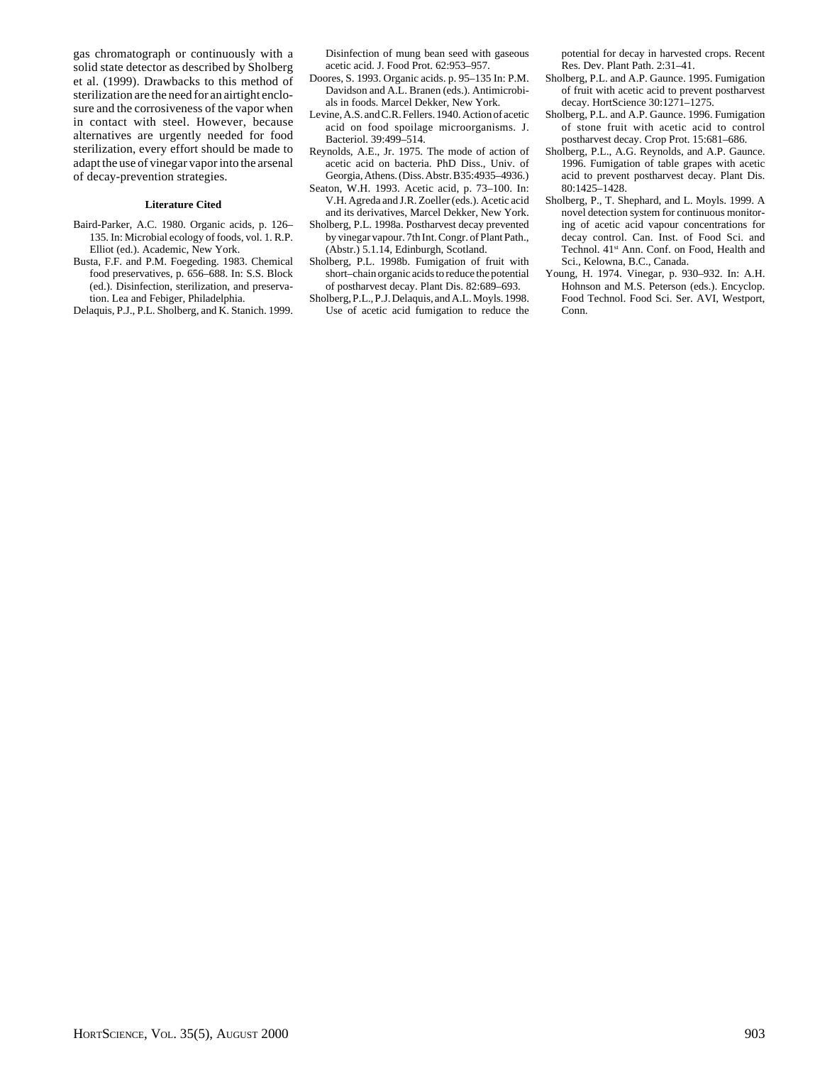gas chromatograph or continuously with a solid state detector as described by Sholberg et al. (1999). Drawbacks to this method of sterilization are the need for an airtight enclosure and the corrosiveness of the vapor when in contact with steel. However, because alternatives are urgently needed for food sterilization, every effort should be made to adapt the use of vinegar vapor into the arsenal of decay-prevention strategies.

### Literature Cited

Baird-Parker, A.C. 1980. Organic acids, p. 126–135. In: Microbial ecology of foods, vol. 1. R.P. Elliot (ed.). Academic, New York.

Busta, F.F. and P.M. Foegeding. 1983. Chemical food preservatives, p. 656–688. In: S.S. Block (ed.). Disinfection, sterilization, and preservation. Lea and Febiger, Philadelphia.

Delaquis, P.J., P.L. Sholberg, and K. Stanich. 1999. Disinfection of mung bean seed with gaseous acetic acid. J. Food Prot. 62:953–957.

Doores, S. 1993. Organic acids. p. 95–135 In: P.M. Davidson and A.L. Branen (eds.). Antimicrobials in foods. Marcel Dekker, New York.

Levine, A.S. and C.R. Fellers. 1940. Action of acetic acid on food spoilage microorganisms. J. Bacteriol. 39:499–514.

Reynolds, A.E., Jr. 1975. The mode of action of acetic acid on bacteria. PhD Diss., Univ. of Georgia, Athens. (Diss. Abstr. B35:4935–4936.)

Seaton, W.H. 1993. Acetic acid, p. 73–100. In: V.H. Agreda and J.R. Zoeller (eds.). Acetic acid and its derivatives, Marcel Dekker, New York.

Sholberg, P.L. 1998a. Postharvest decay prevented by vinegar vapour. 7th Int. Congr. of Plant Path., (Abstr.) 5.1.14, Edinburgh, Scotland.

Sholberg, P.L. 1998b. Fumigation of fruit with short–chain organic acids to reduce the potential of postharvest decay. Plant Dis. 82:689–693.

Sholberg, P.L., P.J. Delaquis, and A.L. Moyls. 1998. Use of acetic acid fumigation to reduce the potential for decay in harvested crops. Recent Res. Dev. Plant Path. 2:31–41.

Sholberg, P.L. and A.P. Gaunce. 1995. Fumigation of fruit with acetic acid to prevent postharvest decay. HortScience 30:1271–1275.

Sholberg, P.L. and A.P. Gaunce. 1996. Fumigation of stone fruit with acetic acid to control postharvest decay. Crop Prot. 15:681–686.

Sholberg, P.L., A.G. Reynolds, and A.P. Gaunce. 1996. Fumigation of table grapes with acetic acid to prevent postharvest decay. Plant Dis. 80:1425–1428.

Sholberg, P., T. Shephard, and L. Moyls. 1999. A novel detection system for continuous monitoring of acetic acid vapour concentrations for decay control. Can. Inst. of Food Sci. and Technol. 41st Ann. Conf. on Food, Health and Sci., Kelowna, B.C., Canada.

Young, H. 1974. Vinegar, p. 930–932. In: A.H. Hohnson and M.S. Peterson (eds.). Encyclop. Food Technol. Food Sci. Ser. AVI, Westport, Conn.